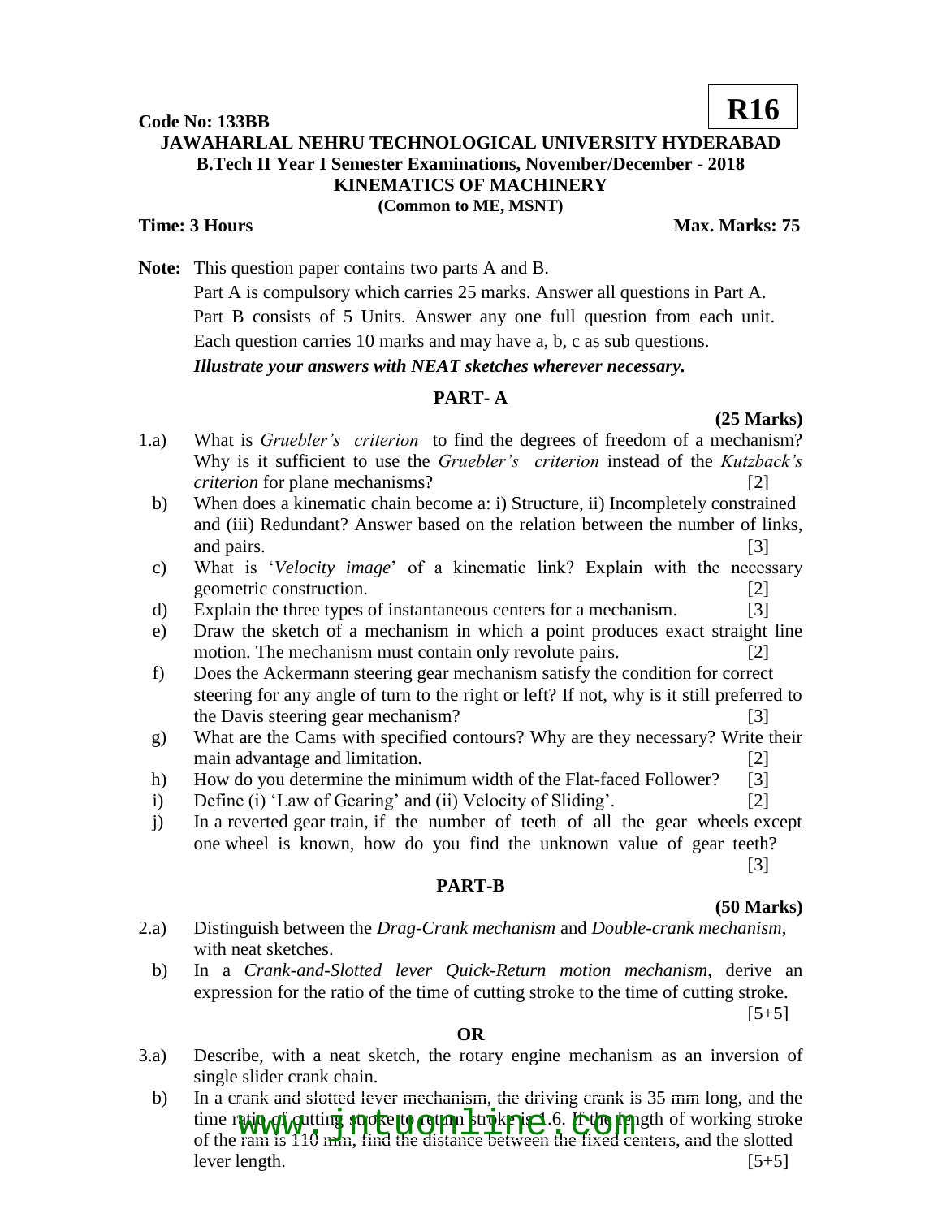**R16**

**Code No: 133BB**

# JAWAHARLAL NEHRU TECHNOLOGICAL UNIVERSITY HYDERABAD

## B.Tech II Year I Semester Examinations, November/December - 2018

## KINEMATICS OF MACHINERY

**(Common to ME, MSNT)**

**Time: 3 Hours** **Max. Marks: 75**

**Note:** This question paper contains two parts A and B.
Part A is compulsory which carries 25 marks. Answer all questions in Part A.
Part B consists of 5 Units. Answer any one full question from each unit.
Each question carries 10 marks and may have a, b, c as sub questions.
***Illustrate your answers with NEAT sketches wherever necessary.***

## PART- A

**(25 Marks)**

1.a) What is *Gruebler's criterion* to find the degrees of freedom of a mechanism? Why is it sufficient to use the *Gruebler's criterion* instead of the *Kutzback's criterion* for plane mechanisms? [2]

b) When does a kinematic chain become a: i) Structure, ii) Incompletely constrained and (iii) Redundant? Answer based on the relation between the number of links, and pairs. [3]

c) What is '*Velocity image*' of a kinematic link? Explain with the necessary geometric construction. [2]

d) Explain the three types of instantaneous centers for a mechanism. [3]

e) Draw the sketch of a mechanism in which a point produces exact straight line motion. The mechanism must contain only revolute pairs. [2]

f) Does the Ackermann steering gear mechanism satisfy the condition for correct steering for any angle of turn to the right or left? If not, why is it still preferred to the Davis steering gear mechanism? [3]

g) What are the Cams with specified contours? Why are they necessary? Write their main advantage and limitation. [2]

h) How do you determine the minimum width of the Flat-faced Follower? [3]

i) Define (i) 'Law of Gearing' and (ii) Velocity of Sliding'. [2]

j) In a reverted gear train, if the number of teeth of all the gear wheels except one wheel is known, how do you find the unknown value of gear teeth? [3]

## PART-B

**(50 Marks)**

2.a) Distinguish between the *Drag-Crank mechanism* and *Double-crank mechanism*, with neat sketches.

b) In a *Crank-and-Slotted lever Quick-Return motion mechanism*, derive an expression for the ratio of the time of cutting stroke to the time of cutting stroke. [5+5]

**OR**

3.a) Describe, with a neat sketch, the rotary engine mechanism as an inversion of single slider crank chain.

b) In a crank and slotted lever mechanism, the driving crank is 35 mm long, and the time ratio of cutting stroke to return stroke is 1.6. If the length of working stroke of the ram is 110 mm, find the distance between the fixed centers, and the slotted lever length. [5+5]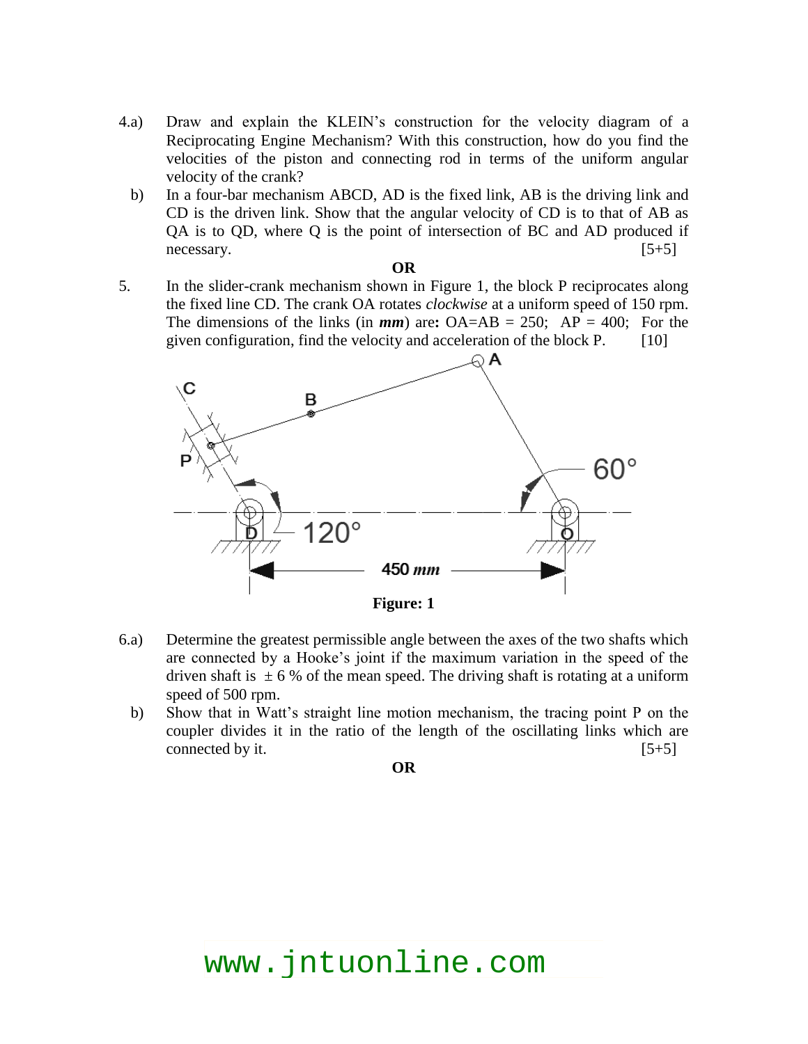4.a) Draw and explain the KLEIN's construction for the velocity diagram of a Reciprocating Engine Mechanism? With this construction, how do you find the velocities of the piston and connecting rod in terms of the uniform angular velocity of the crank?

b) In a four-bar mechanism ABCD, AD is the fixed link, AB is the driving link and CD is the driven link. Show that the angular velocity of CD is to that of AB as QA is to QD, where Q is the point of intersection of BC and AD produced if necessary. [5+5]

**OR**

5. In the slider-crank mechanism shown in Figure 1, the block P reciprocates along the fixed line CD. The crank OA rotates *clockwise* at a uniform speed of 150 rpm. The dimensions of the links (in ***mm***) are**:** OA=AB = 250; AP = 400; For the given configuration, find the velocity and acceleration of the block P. [10]

**Figure: 1**

6.a) Determine the greatest permissible angle between the axes of the two shafts which are connected by a Hooke's joint if the maximum variation in the speed of the driven shaft is $\pm 6$ % of the mean speed. The driving shaft is rotating at a uniform speed of 500 rpm.

b) Show that in Watt's straight line motion mechanism, the tracing point P on the coupler divides it in the ratio of the length of the oscillating links which are connected by it. [5+5]

**OR**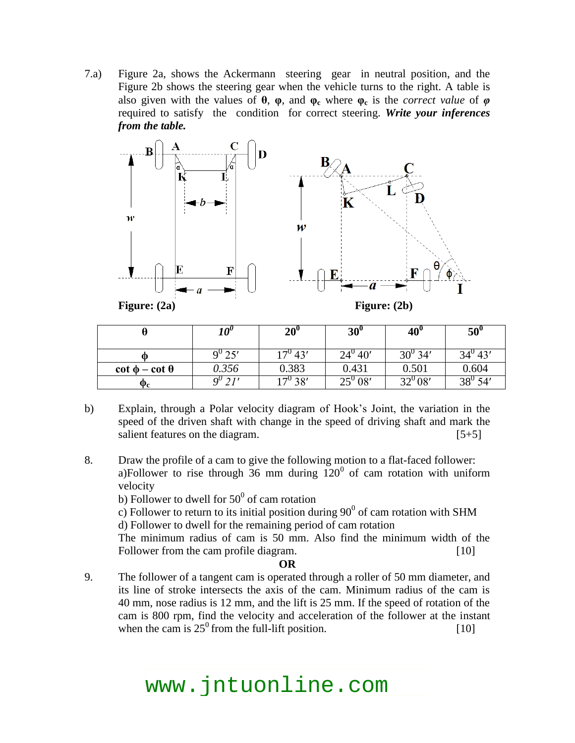7.a) Figure 2a, shows the Ackermann steering gear in neutral position, and the Figure 2b shows the steering gear when the vehicle turns to the right. A table is also given with the values of **θ**, **φ**, and $\varphi_c$ where $\varphi_c$ is the *correct value* of *φ* required to satisfy the condition for correct steering. ***Write your inferences from the table.***

Figure: (2a) Figure: (2b)

| θ | $10^0$ | $20^0$ | $30^0$ | $40^0$ | $50^0$ |
|---|---|---|---|---|---|
| φ | $9^0\,25'$ | $17^0\,43'$ | $24^0\,40'$ | $30^0\,34'$ | $34^0\,43'$ |
| $\cot\phi - \cot\theta$ | 0.356 | 0.383 | 0.431 | 0.501 | 0.604 |
| $\phi_c$ | $9^0\,21'$ | $17^0\,38'$ | $25^0\,08'$ | $32^0\,08'$ | $38^0\,54'$ |

b) Explain, through a Polar velocity diagram of Hook's Joint, the variation in the speed of the driven shaft with change in the speed of driving shaft and mark the salient features on the diagram. [5+5]

8. Draw the profile of a cam to give the following motion to a flat-faced follower:
a) Follower to rise through 36 mm during $120^0$ of cam rotation with uniform velocity
b) Follower to dwell for $50^0$ of cam rotation
c) Follower to return to its initial position during $90^0$ of cam rotation with SHM
d) Follower to dwell for the remaining period of cam rotation
The minimum radius of cam is 50 mm. Also find the minimum width of the Follower from the cam profile diagram. [10]

**OR**

9. The follower of a tangent cam is operated through a roller of 50 mm diameter, and its line of stroke intersects the axis of the cam. Minimum radius of the cam is 40 mm, nose radius is 12 mm, and the lift is 25 mm. If the speed of rotation of the cam is 800 rpm, find the velocity and acceleration of the follower at the instant when the cam is $25^0$ from the full-lift position. [10]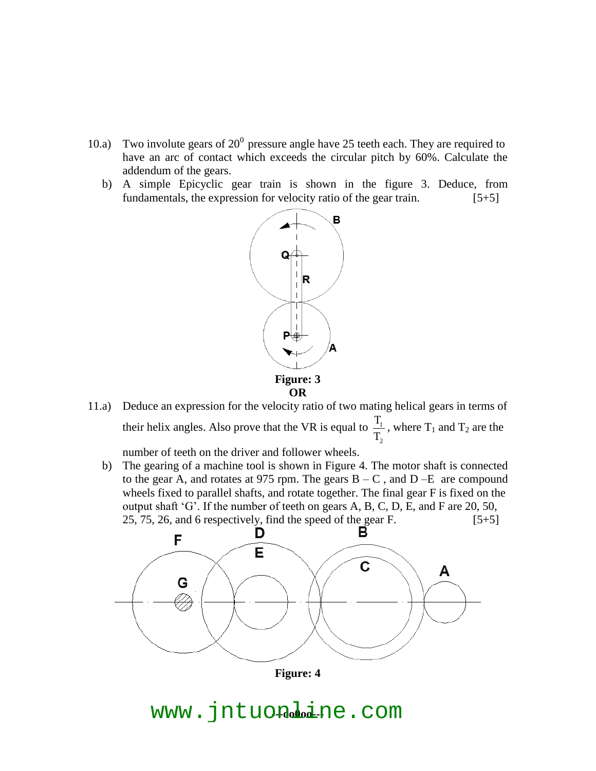10.a) Two involute gears of $20^0$ pressure angle have 25 teeth each. They are required to have an arc of contact which exceeds the circular pitch by 60%. Calculate the addendum of the gears.

b) A simple Epicyclic gear train is shown in the figure 3. Deduce, from fundamentals, the expression for velocity ratio of the gear train. [5+5]

B

Q

R

P

A

**Figure: 3**

**OR**

11.a) Deduce an expression for the velocity ratio of two mating helical gears in terms of their helix angles. Also prove that the VR is equal to $\frac{T_1}{T_2}$, where $T_1$ and $T_2$ are the number of teeth on the driver and follower wheels.

b) The gearing of a machine tool is shown in Figure 4. The motor shaft is connected to the gear A, and rotates at 975 rpm. The gears B – C , and D –E are compound wheels fixed to parallel shafts, and rotate together. The final gear F is fixed on the output shaft 'G'. If the number of teeth on gears A, B, C, D, E, and F are 20, 50, 25, 75, 26, and 6 respectively, find the speed of the gear F. [5+5]

F

D

E

B

C

A

G

**Figure: 4**

--ooOoo--